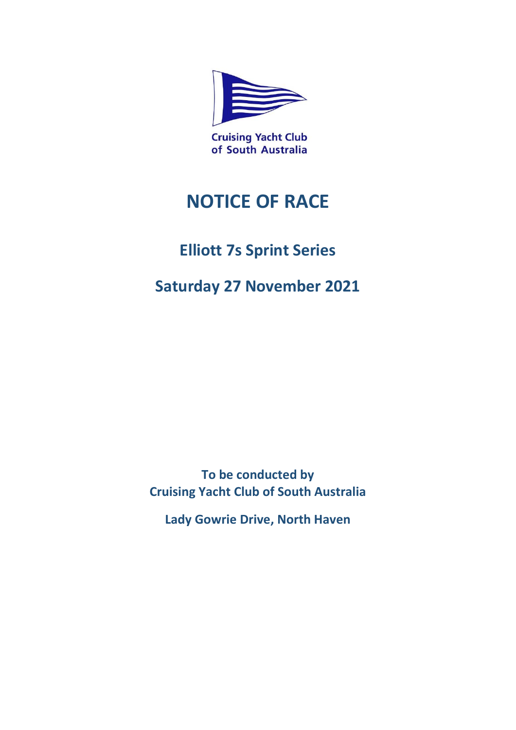Cruising Yacht Club of South Australia

# NOTICE OF RACE

## Elliott 7s Sprint Series

## Saturday 27 November 2021

**To be conducted by**
**Cruising Yacht Club of South Australia**

**Lady Gowrie Drive, North Haven**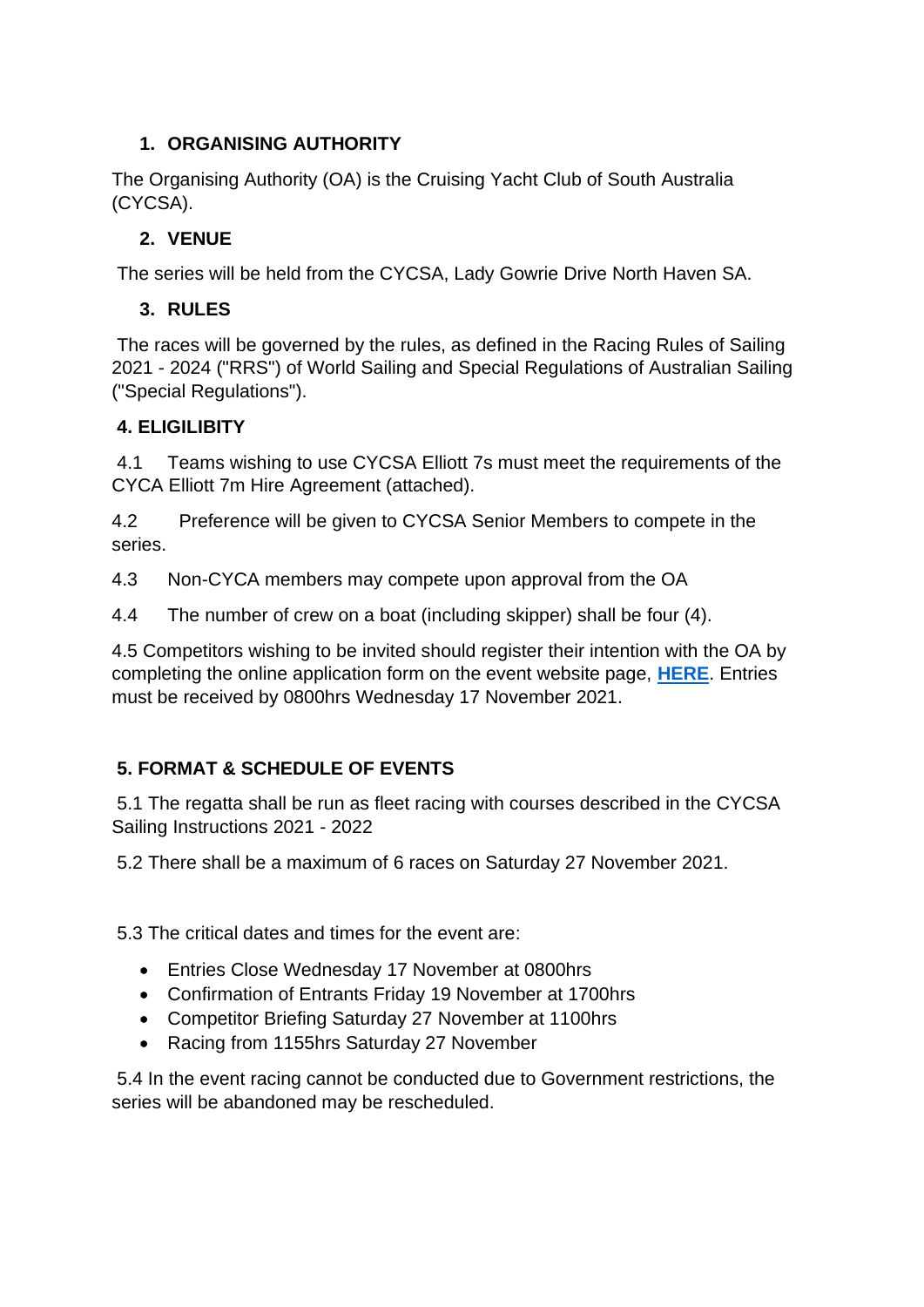## 1. ORGANISING AUTHORITY

The Organising Authority (OA) is the Cruising Yacht Club of South Australia (CYCSA).

## 2. VENUE

The series will be held from the CYCSA, Lady Gowrie Drive North Haven SA.

## 3. RULES

The races will be governed by the rules, as defined in the Racing Rules of Sailing 2021 - 2024 ("RRS") of World Sailing and Special Regulations of Australian Sailing ("Special Regulations").

## 4. ELIGILIBITY

4.1 Teams wishing to use CYCSA Elliott 7s must meet the requirements of the CYCA Elliott 7m Hire Agreement (attached).

4.2 Preference will be given to CYCSA Senior Members to compete in the series.

4.3 Non-CYCA members may compete upon approval from the OA

4.4 The number of crew on a boat (including skipper) shall be four (4).

4.5 Competitors wishing to be invited should register their intention with the OA by completing the online application form on the event website page, **HERE**. Entries must be received by 0800hrs Wednesday 17 November 2021.

## 5. FORMAT & SCHEDULE OF EVENTS

5.1 The regatta shall be run as fleet racing with courses described in the CYCSA Sailing Instructions 2021 - 2022

5.2 There shall be a maximum of 6 races on Saturday 27 November 2021.

5.3 The critical dates and times for the event are:

- Entries Close Wednesday 17 November at 0800hrs
- Confirmation of Entrants Friday 19 November at 1700hrs
- Competitor Briefing Saturday 27 November at 1100hrs
- Racing from 1155hrs Saturday 27 November

5.4 In the event racing cannot be conducted due to Government restrictions, the series will be abandoned may be rescheduled.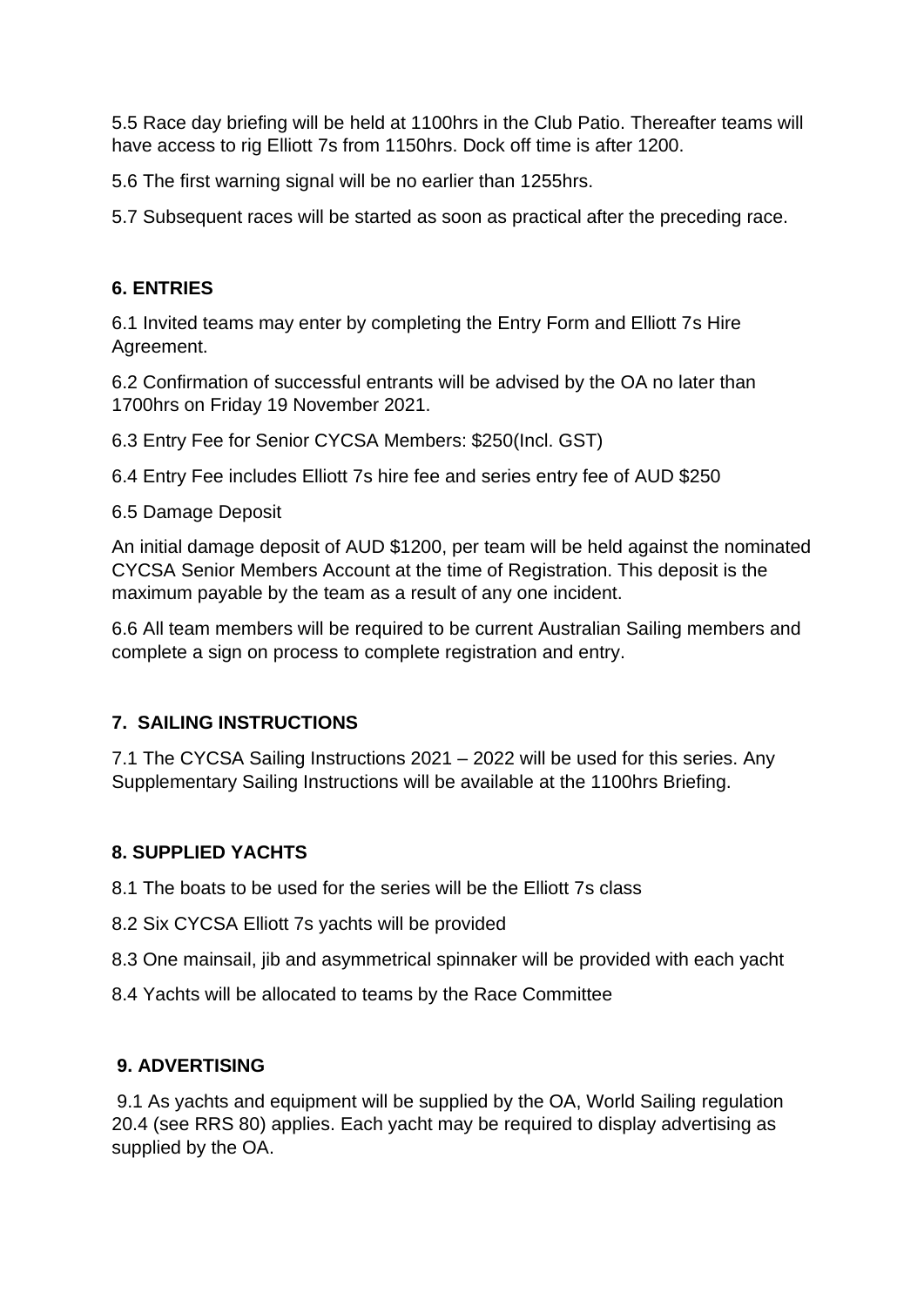5.5 Race day briefing will be held at 1100hrs in the Club Patio. Thereafter teams will have access to rig Elliott 7s from 1150hrs. Dock off time is after 1200.

5.6 The first warning signal will be no earlier than 1255hrs.

5.7 Subsequent races will be started as soon as practical after the preceding race.

## 6. ENTRIES

6.1 Invited teams may enter by completing the Entry Form and Elliott 7s Hire Agreement.

6.2 Confirmation of successful entrants will be advised by the OA no later than 1700hrs on Friday 19 November 2021.

6.3 Entry Fee for Senior CYCSA Members: $250(Incl. GST)

6.4 Entry Fee includes Elliott 7s hire fee and series entry fee of AUD $250

6.5 Damage Deposit

An initial damage deposit of AUD $1200, per team will be held against the nominated CYCSA Senior Members Account at the time of Registration. This deposit is the maximum payable by the team as a result of any one incident.

6.6 All team members will be required to be current Australian Sailing members and complete a sign on process to complete registration and entry.

## 7. SAILING INSTRUCTIONS

7.1 The CYCSA Sailing Instructions 2021 – 2022 will be used for this series. Any Supplementary Sailing Instructions will be available at the 1100hrs Briefing.

## 8. SUPPLIED YACHTS

8.1 The boats to be used for the series will be the Elliott 7s class

8.2 Six CYCSA Elliott 7s yachts will be provided

8.3 One mainsail, jib and asymmetrical spinnaker will be provided with each yacht

8.4 Yachts will be allocated to teams by the Race Committee

## 9. ADVERTISING

9.1 As yachts and equipment will be supplied by the OA, World Sailing regulation 20.4 (see RRS 80) applies. Each yacht may be required to display advertising as supplied by the OA.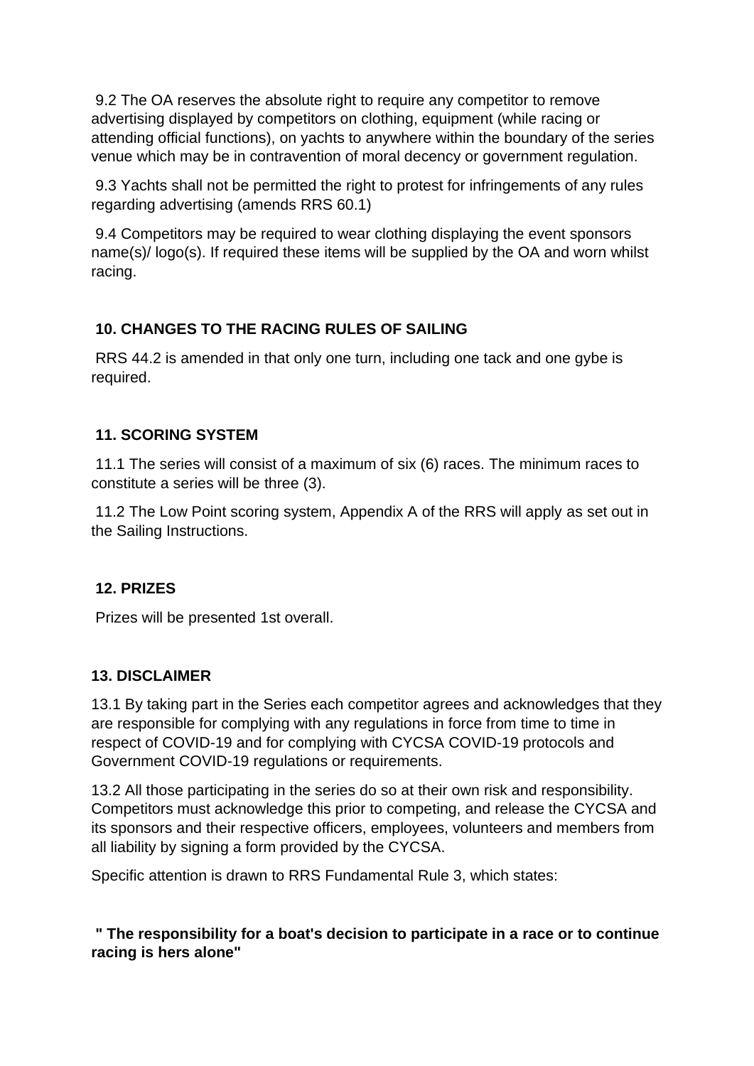9.2 The OA reserves the absolute right to require any competitor to remove advertising displayed by competitors on clothing, equipment (while racing or attending official functions), on yachts to anywhere within the boundary of the series venue which may be in contravention of moral decency or government regulation.

9.3 Yachts shall not be permitted the right to protest for infringements of any rules regarding advertising (amends RRS 60.1)

9.4 Competitors may be required to wear clothing displaying the event sponsors name(s)/ logo(s). If required these items will be supplied by the OA and worn whilst racing.

## 10. CHANGES TO THE RACING RULES OF SAILING

RRS 44.2 is amended in that only one turn, including one tack and one gybe is required.

## 11. SCORING SYSTEM

11.1 The series will consist of a maximum of six (6) races. The minimum races to constitute a series will be three (3).

11.2 The Low Point scoring system, Appendix A of the RRS will apply as set out in the Sailing Instructions.

## 12. PRIZES

Prizes will be presented 1st overall.

## 13. DISCLAIMER

13.1 By taking part in the Series each competitor agrees and acknowledges that they are responsible for complying with any regulations in force from time to time in respect of COVID-19 and for complying with CYCSA COVID-19 protocols and Government COVID-19 regulations or requirements.

13.2 All those participating in the series do so at their own risk and responsibility. Competitors must acknowledge this prior to competing, and release the CYCSA and its sponsors and their respective officers, employees, volunteers and members from all liability by signing a form provided by the CYCSA.

Specific attention is drawn to RRS Fundamental Rule 3, which states:

**" The responsibility for a boat's decision to participate in a race or to continue racing is hers alone"**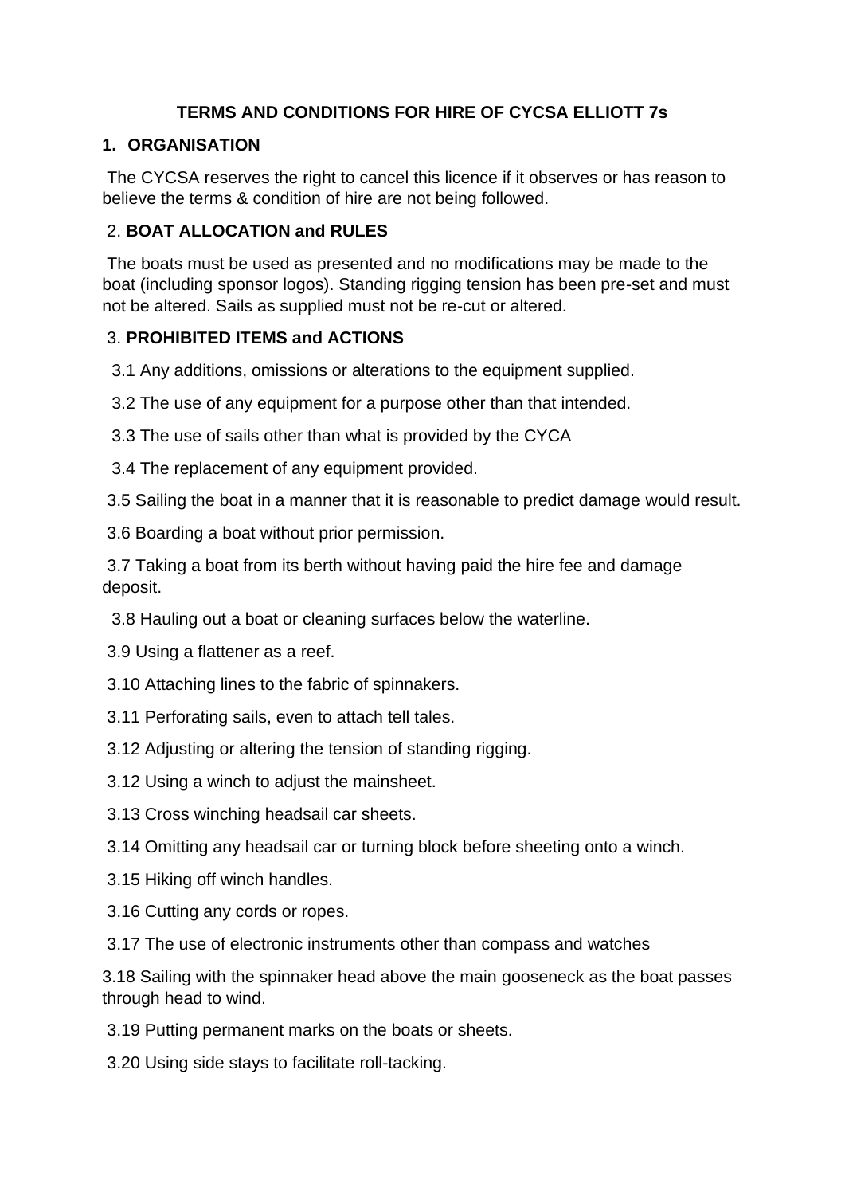**TERMS AND CONDITIONS FOR HIRE OF CYCSA ELLIOTT 7s**

**1. ORGANISATION**

The CYCSA reserves the right to cancel this licence if it observes or has reason to believe the terms & condition of hire are not being followed.

2. **BOAT ALLOCATION and RULES**

The boats must be used as presented and no modifications may be made to the boat (including sponsor logos). Standing rigging tension has been pre-set and must not be altered. Sails as supplied must not be re-cut or altered.

3. **PROHIBITED ITEMS and ACTIONS**

3.1 Any additions, omissions or alterations to the equipment supplied.

3.2 The use of any equipment for a purpose other than that intended.

3.3 The use of sails other than what is provided by the CYCA

3.4 The replacement of any equipment provided.

3.5 Sailing the boat in a manner that it is reasonable to predict damage would result.

3.6 Boarding a boat without prior permission.

3.7 Taking a boat from its berth without having paid the hire fee and damage deposit.

3.8 Hauling out a boat or cleaning surfaces below the waterline.

3.9 Using a flattener as a reef.

3.10 Attaching lines to the fabric of spinnakers.

3.11 Perforating sails, even to attach tell tales.

3.12 Adjusting or altering the tension of standing rigging.

3.12 Using a winch to adjust the mainsheet.

3.13 Cross winching headsail car sheets.

3.14 Omitting any headsail car or turning block before sheeting onto a winch.

3.15 Hiking off winch handles.

3.16 Cutting any cords or ropes.

3.17 The use of electronic instruments other than compass and watches

3.18 Sailing with the spinnaker head above the main gooseneck as the boat passes through head to wind.

3.19 Putting permanent marks on the boats or sheets.

3.20 Using side stays to facilitate roll-tacking.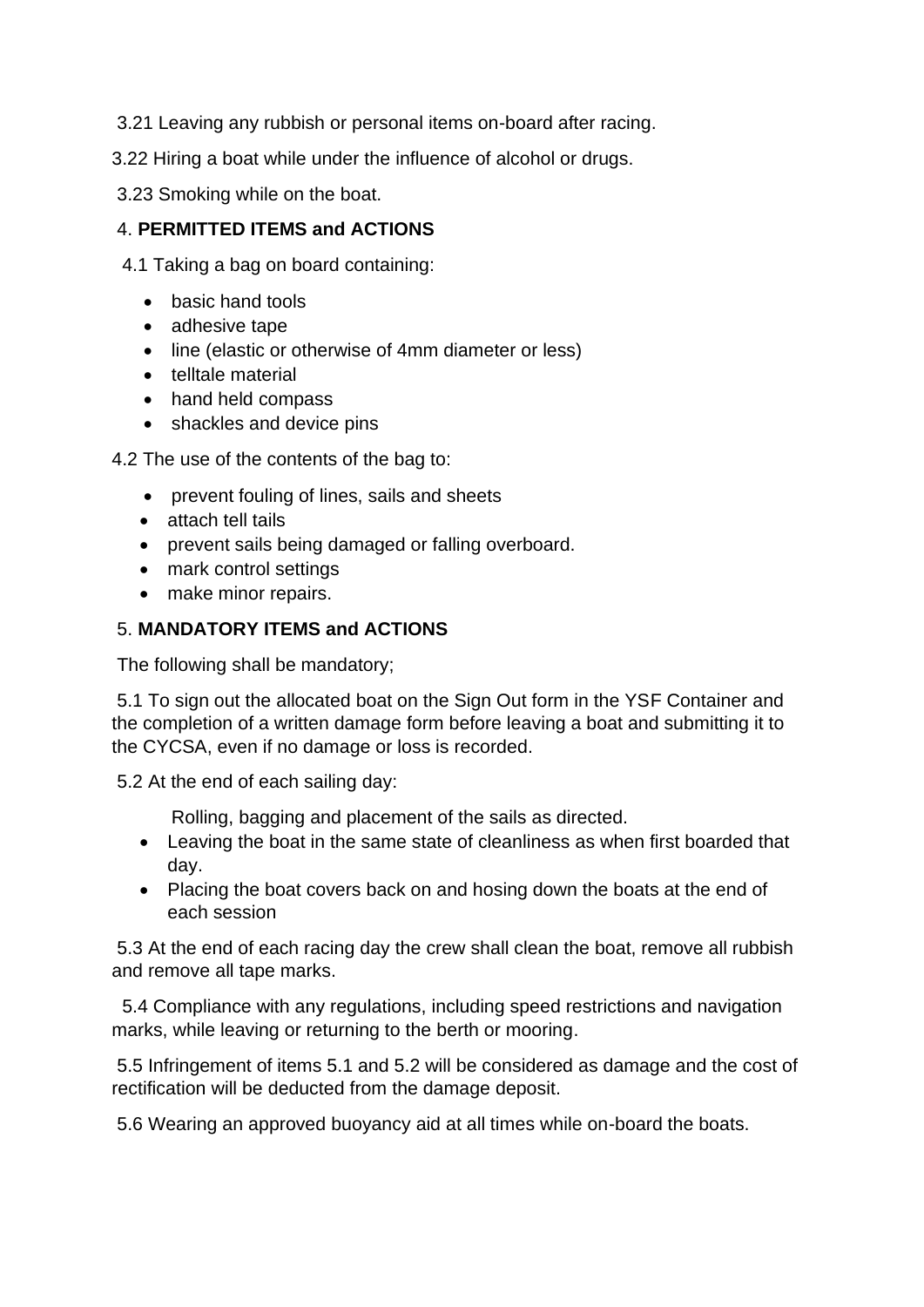3.21 Leaving any rubbish or personal items on-board after racing.

3.22 Hiring a boat while under the influence of alcohol or drugs.

3.23 Smoking while on the boat.

## 4. **PERMITTED ITEMS and ACTIONS**

4.1 Taking a bag on board containing:

- basic hand tools
- adhesive tape
- line (elastic or otherwise of 4mm diameter or less)
- telltale material
- hand held compass
- shackles and device pins

4.2 The use of the contents of the bag to:

- prevent fouling of lines, sails and sheets
- attach tell tails
- prevent sails being damaged or falling overboard.
- mark control settings
- make minor repairs.

## 5. **MANDATORY ITEMS and ACTIONS**

The following shall be mandatory;

5.1 To sign out the allocated boat on the Sign Out form in the YSF Container and the completion of a written damage form before leaving a boat and submitting it to the CYCSA, even if no damage or loss is recorded.

5.2 At the end of each sailing day:

Rolling, bagging and placement of the sails as directed.

- Leaving the boat in the same state of cleanliness as when first boarded that day.
- Placing the boat covers back on and hosing down the boats at the end of each session

5.3 At the end of each racing day the crew shall clean the boat, remove all rubbish and remove all tape marks.

5.4 Compliance with any regulations, including speed restrictions and navigation marks, while leaving or returning to the berth or mooring.

5.5 Infringement of items 5.1 and 5.2 will be considered as damage and the cost of rectification will be deducted from the damage deposit.

5.6 Wearing an approved buoyancy aid at all times while on-board the boats.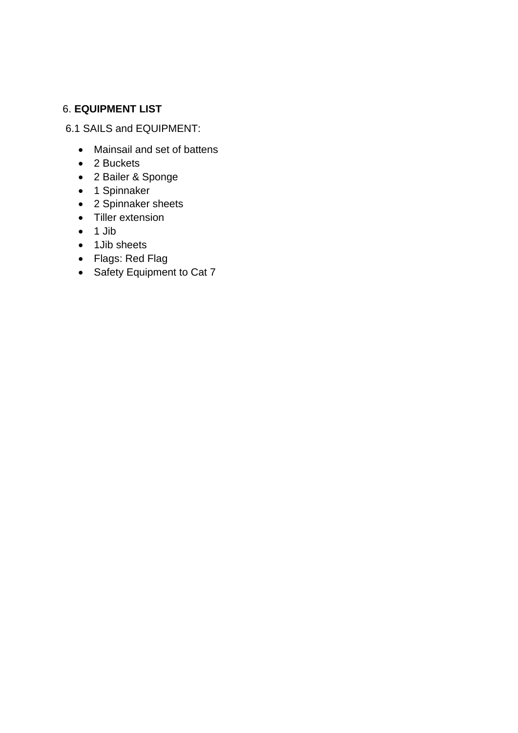## 6. **EQUIPMENT LIST**

6.1 SAILS and EQUIPMENT:

- Mainsail and set of battens
- 2 Buckets
- 2 Bailer & Sponge
- 1 Spinnaker
- 2 Spinnaker sheets
- Tiller extension
- 1 Jib
- 1Jib sheets
- Flags: Red Flag
- Safety Equipment to Cat 7